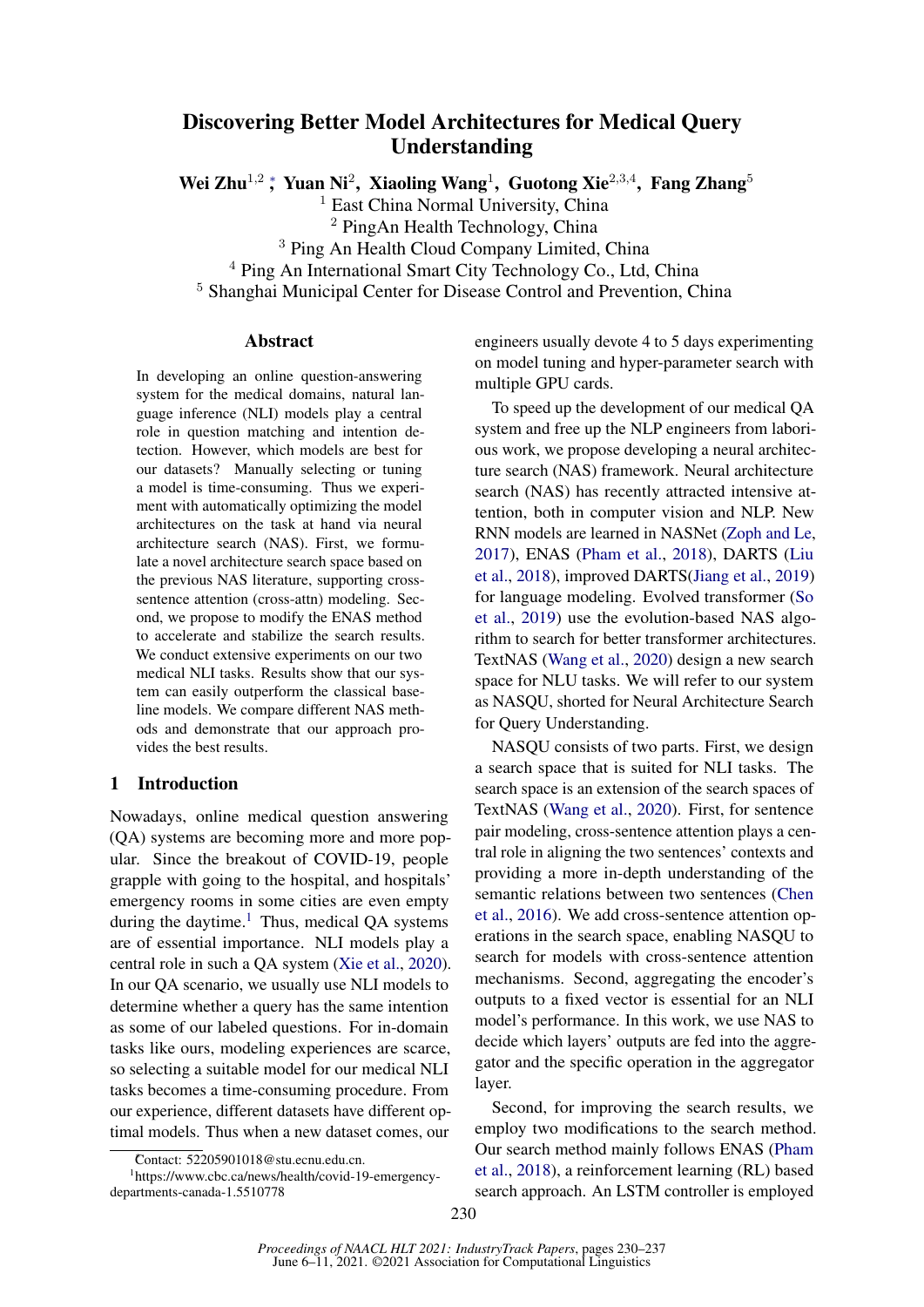# Discovering Better Model Architectures for Medical Query Understanding

**Wei Zhu**[1,2] *, **Yuan Ni**[2], **Xiaoling Wang**[1], **Guotong Xie**[2,3,4], **Fang Zhang**[5]

[1] East China Normal University, China
[2] PingAn Health Technology, China
[3] Ping An Health Cloud Company Limited, China
[4] Ping An International Smart City Technology Co., Ltd, China
[5] Shanghai Municipal Center for Disease Control and Prevention, China

## Abstract

In developing an online question-answering system for the medical domains, natural language inference (NLI) models play a central role in question matching and intention detection. However, which models are best for our datasets? Manually selecting or tuning a model is time-consuming. Thus we experiment with automatically optimizing the model architectures on the task at hand via neural architecture search (NAS). First, we formulate a novel architecture search space based on the previous NAS literature, supporting cross-sentence attention (cross-attn) modeling. Second, we propose to modify the ENAS method to accelerate and stabilize the search results. We conduct extensive experiments on our two medical NLI tasks. Results show that our system can easily outperform the classical baseline models. We compare different NAS methods and demonstrate that our approach provides the best results.

## 1 Introduction

Nowadays, online medical question answering (QA) systems are becoming more and more popular. Since the breakout of COVID-19, people grapple with going to the hospital, and hospitals' emergency rooms in some cities are even empty during the daytime.[1] Thus, medical QA systems are of essential importance. NLI models play a central role in such a QA system (Xie et al., 2020). In our QA scenario, we usually use NLI models to determine whether a query has the same intention as some of our labeled questions. For in-domain tasks like ours, modeling experiences are scarce, so selecting a suitable model for our medical NLI tasks becomes a time-consuming procedure. From our experience, different datasets have different optimal models. Thus when a new dataset comes, our engineers usually devote 4 to 5 days experimenting on model tuning and hyper-parameter search with multiple GPU cards.

To speed up the development of our medical QA system and free up the NLP engineers from laborious work, we propose developing a neural architecture search (NAS) framework. Neural architecture search (NAS) has recently attracted intensive attention, both in computer vision and NLP. New RNN models are learned in NASNet (Zoph and Le, 2017), ENAS (Pham et al., 2018), DARTS (Liu et al., 2018), improved DARTS(Jiang et al., 2019) for language modeling. Evolved transformer (So et al., 2019) use the evolution-based NAS algorithm to search for better transformer architectures. TextNAS (Wang et al., 2020) design a new search space for NLU tasks. We will refer to our system as NASQU, shorted for Neural Architecture Search for Query Understanding.

NASQU consists of two parts. First, we design a search space that is suited for NLI tasks. The search space is an extension of the search spaces of TextNAS (Wang et al., 2020). First, for sentence pair modeling, cross-sentence attention plays a central role in aligning the two sentences' contexts and providing a more in-depth understanding of the semantic relations between two sentences (Chen et al., 2016). We add cross-sentence attention operations in the search space, enabling NASQU to search for models with cross-sentence attention mechanisms. Second, aggregating the encoder's outputs to a fixed vector is essential for an NLI model's performance. In this work, we use NAS to decide which layers' outputs are fed into the aggregator and the specific operation in the aggregator layer.

Second, for improving the search results, we employ two modifications to the search method. Our search method mainly follows ENAS (Pham et al., 2018), a reinforcement learning (RL) based search approach. An LSTM controller is employed

---

*Contact: 52205901018@stu.ecnu.edu.cn.

[1] https://www.cbc.ca/news/health/covid-19-emergency-departments-canada-1.5510778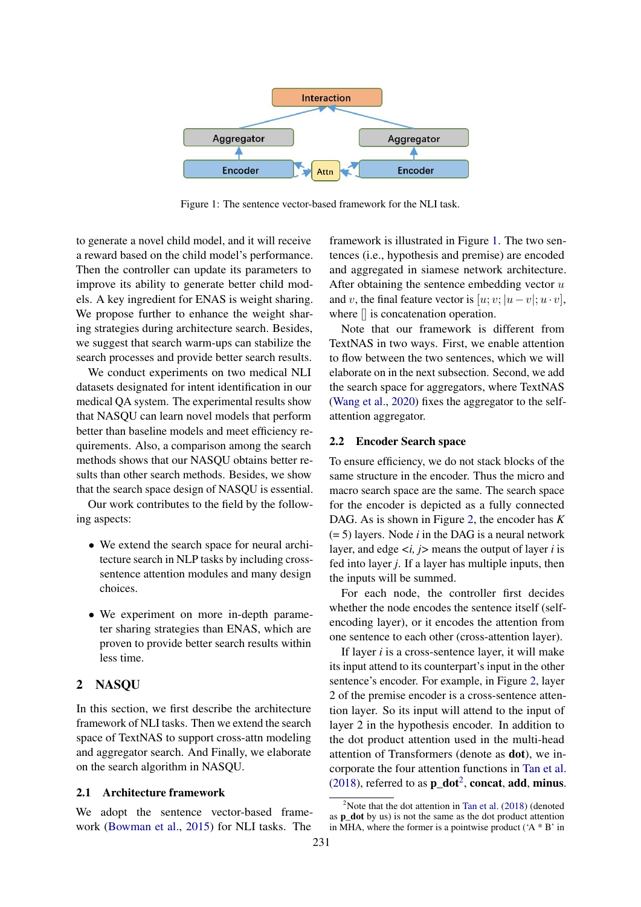Figure 1: The sentence vector-based framework for the NLI task.

to generate a novel child model, and it will receive a reward based on the child model's performance. Then the controller can update its parameters to improve its ability to generate better child models. A key ingredient for ENAS is weight sharing. We propose further to enhance the weight sharing strategies during architecture search. Besides, we suggest that search warm-ups can stabilize the search processes and provide better search results.

We conduct experiments on two medical NLI datasets designated for intent identification in our medical QA system. The experimental results show that NASQU can learn novel models that perform better than baseline models and meet efficiency requirements. Also, a comparison among the search methods shows that our NASQU obtains better results than other search methods. Besides, we show that the search space design of NASQU is essential.

Our work contributes to the field by the following aspects:

- We extend the search space for neural architecture search in NLP tasks by including cross-sentence attention modules and many design choices.
- We experiment on more in-depth parameter sharing strategies than ENAS, which are proven to provide better search results within less time.

## 2 NASQU

In this section, we first describe the architecture framework of NLI tasks. Then we extend the search space of TextNAS to support cross-attn modeling and aggregator search. And Finally, we elaborate on the search algorithm in NASQU.

### 2.1 Architecture framework

We adopt the sentence vector-based framework (Bowman et al., 2015) for NLI tasks. The framework is illustrated in Figure 1. The two sentences (i.e., hypothesis and premise) are encoded and aggregated in siamese network architecture. After obtaining the sentence embedding vector $u$ and $v$, the final feature vector is $[u; v; |u - v|; u \cdot v]$, where [] is concatenation operation.

Note that our framework is different from TextNAS in two ways. First, we enable attention to flow between the two sentences, which we will elaborate on in the next subsection. Second, we add the search space for aggregators, where TextNAS (Wang et al., 2020) fixes the aggregator to the self-attention aggregator.

### 2.2 Encoder Search space

To ensure efficiency, we do not stack blocks of the same structure in the encoder. Thus the micro and macro search space are the same. The search space for the encoder is depicted as a fully connected DAG. As is shown in Figure 2, the encoder has $K$ (= 5) layers. Node $i$ in the DAG is a neural network layer, and edge $<i, j>$ means the output of layer $i$ is fed into layer $j$. If a layer has multiple inputs, then the inputs will be summed.

For each node, the controller first decides whether the node encodes the sentence itself (self-encoding layer), or it encodes the attention from one sentence to each other (cross-attention layer).

If layer $i$ is a cross-sentence layer, it will make its input attend to its counterpart's input in the other sentence's encoder. For example, in Figure 2, layer 2 of the premise encoder is a cross-sentence attention layer. So its input will attend to the input of layer 2 in the hypothesis encoder. In addition to the dot product attention used in the multi-head attention of Transformers (denote as **dot**), we incorporate the four attention functions in Tan et al. (2018), referred to as **p_dot**[2], **concat**, **add**, **minus**.

[2]Note that the dot attention in Tan et al. (2018) (denoted as **p_dot** by us) is not the same as the dot product attention in MHA, where the former is a pointwise product ('A * B' in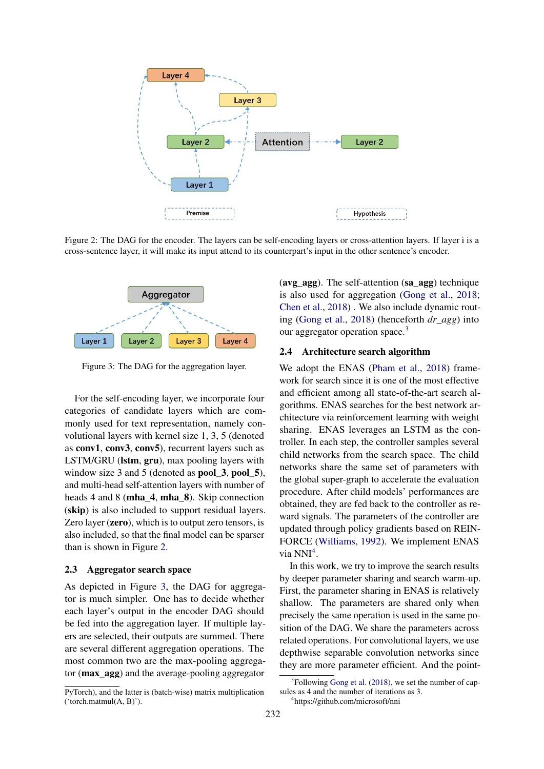Figure 2: The DAG for the encoder. The layers can be self-encoding layers or cross-attention layers. If layer i is a cross-sentence layer, it will make its input attend to its counterpart's input in the other sentence's encoder.

Figure 3: The DAG for the aggregation layer.

For the self-encoding layer, we incorporate four categories of candidate layers which are commonly used for text representation, namely convolutional layers with kernel size 1, 3, 5 (denoted as **conv1**, **conv3**, **conv5**), recurrent layers such as LSTM/GRU (**lstm**, **gru**), max pooling layers with window size 3 and 5 (denoted as **pool_3**, **pool_5**), and multi-head self-attention layers with number of heads 4 and 8 (**mha_4**, **mha_8**). Skip connection (**skip**) is also included to support residual layers. Zero layer (**zero**), which is to output zero tensors, is also included, so that the final model can be sparser than is shown in Figure 2.

## 2.3 Aggregator search space

As depicted in Figure 3, the DAG for aggregator is much simpler. One has to decide whether each layer's output in the encoder DAG should be fed into the aggregation layer. If multiple layers are selected, their outputs are summed. There are several different aggregation operations. The most common two are the max-pooling aggregator (**max_agg**) and the average-pooling aggregator (**avg_agg**). The self-attention (**sa_agg**) technique is also used for aggregation (Gong et al., 2018; Chen et al., 2018) . We also include dynamic routing (Gong et al., 2018) (henceforth *dr_agg*) into our aggregator operation space.[3]

## 2.4 Architecture search algorithm

We adopt the ENAS (Pham et al., 2018) framework for search since it is one of the most effective and efficient among all state-of-the-art search algorithms. ENAS searches for the best network architecture via reinforcement learning with weight sharing. ENAS leverages an LSTM as the controller. In each step, the controller samples several child networks from the search space. The child networks share the same set of parameters with the global super-graph to accelerate the evaluation procedure. After child models' performances are obtained, they are fed back to the controller as reward signals. The parameters of the controller are updated through policy gradients based on REINFORCE (Williams, 1992). We implement ENAS via NNI[4].

In this work, we try to improve the search results by deeper parameter sharing and search warm-up. First, the parameter sharing in ENAS is relatively shallow. The parameters are shared only when precisely the same operation is used in the same position of the DAG. We share the parameters across related operations. For convolutional layers, we use depthwise separable convolution networks since they are more parameter efficient. And the point-

PyTorch), and the latter is (batch-wise) matrix multiplication ('torch.matmul(A, B)').

[3] Following Gong et al. (2018), we set the number of capsules as 4 and the number of iterations as 3.

[4] https://github.com/microsoft/nni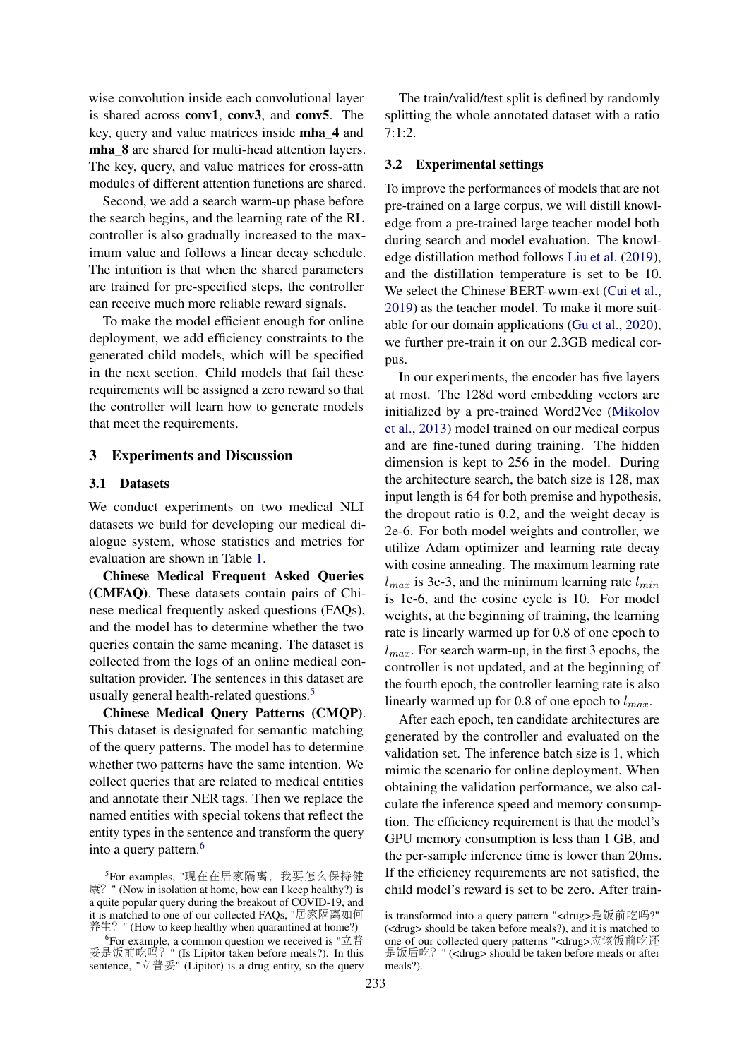wise convolution inside each convolutional layer is shared across **conv1**, **conv3**, and **conv5**. The key, query and value matrices inside **mha_4** and **mha_8** are shared for multi-head attention layers. The key, query, and value matrices for cross-attn modules of different attention functions are shared.

Second, we add a search warm-up phase before the search begins, and the learning rate of the RL controller is also gradually increased to the maximum value and follows a linear decay schedule. The intuition is that when the shared parameters are trained for pre-specified steps, the controller can receive much more reliable reward signals.

To make the model efficient enough for online deployment, we add efficiency constraints to the generated child models, which will be specified in the next section. Child models that fail these requirements will be assigned a zero reward so that the controller will learn how to generate models that meet the requirements.

## 3 Experiments and Discussion

### 3.1 Datasets

We conduct experiments on two medical NLI datasets we build for developing our medical dialogue system, whose statistics and metrics for evaluation are shown in Table 1.

**Chinese Medical Frequent Asked Queries (CMFAQ)**. These datasets contain pairs of Chinese medical frequently asked questions (FAQs), and the model has to determine whether the two queries contain the same meaning. The dataset is collected from the logs of an online medical consultation provider. The sentences in this dataset are usually general health-related questions.[5]

**Chinese Medical Query Patterns (CMQP)**. This dataset is designated for semantic matching of the query patterns. The model has to determine whether two patterns have the same intention. We collect queries that are related to medical entities and annotate their NER tags. Then we replace the named entities with special tokens that reflect the entity types in the sentence and transform the query into a query pattern.[6]

The train/valid/test split is defined by randomly splitting the whole annotated dataset with a ratio 7:1:2.

### 3.2 Experimental settings

To improve the performances of models that are not pre-trained on a large corpus, we will distill knowledge from a pre-trained large teacher model both during search and model evaluation. The knowledge distillation method follows Liu et al. (2019), and the distillation temperature is set to be 10. We select the Chinese BERT-wwm-ext (Cui et al., 2019) as the teacher model. To make it more suitable for our domain applications (Gu et al., 2020), we further pre-train it on our 2.3GB medical corpus.

In our experiments, the encoder has five layers at most. The 128d word embedding vectors are initialized by a pre-trained Word2Vec (Mikolov et al., 2013) model trained on our medical corpus and are fine-tuned during training. The hidden dimension is kept to 256 in the model. During the architecture search, the batch size is 128, max input length is 64 for both premise and hypothesis, the dropout ratio is 0.2, and the weight decay is 2e-6. For both model weights and controller, we utilize Adam optimizer and learning rate decay with cosine annealing. The maximum learning rate $l_{max}$ is 3e-3, and the minimum learning rate $l_{min}$ is 1e-6, and the cosine cycle is 10. For model weights, at the beginning of training, the learning rate is linearly warmed up for 0.8 of one epoch to $l_{max}$. For search warm-up, in the first 3 epochs, the controller is not updated, and at the beginning of the fourth epoch, the controller learning rate is also linearly warmed up for 0.8 of one epoch to $l_{max}$.

After each epoch, ten candidate architectures are generated by the controller and evaluated on the validation set. The inference batch size is 1, which mimic the scenario for online deployment. When obtaining the validation performance, we also calculate the inference speed and memory consumption. The efficiency requirement is that the model's GPU memory consumption is less than 1 GB, and the per-sample inference time is lower than 20ms. If the efficiency requirements are not satisfied, the child model's reward is set to be zero. After train-

---

[5] For examples, "现在在居家隔离，我要怎么保持健康？" (Now in isolation at home, how can I keep healthy?) is a quite popular query during the breakout of COVID-19, and it is matched to one of our collected FAQs, "居家隔离如何养生？" (How to keep healthy when quarantined at home?)

[6] For example, a common question we received is "立普妥是饭前吃吗？" (Is Lipitor taken before meals?). In this sentence, "立普妥" (Lipitor) is a drug entity, so the query is transformed into a query pattern "<drug>是饭前吃吗?" (<drug> should be taken before meals?), and it is matched to one of our collected query patterns "<drug>应该饭前吃还是饭后吃？" (<drug> should be taken before meals or after meals?).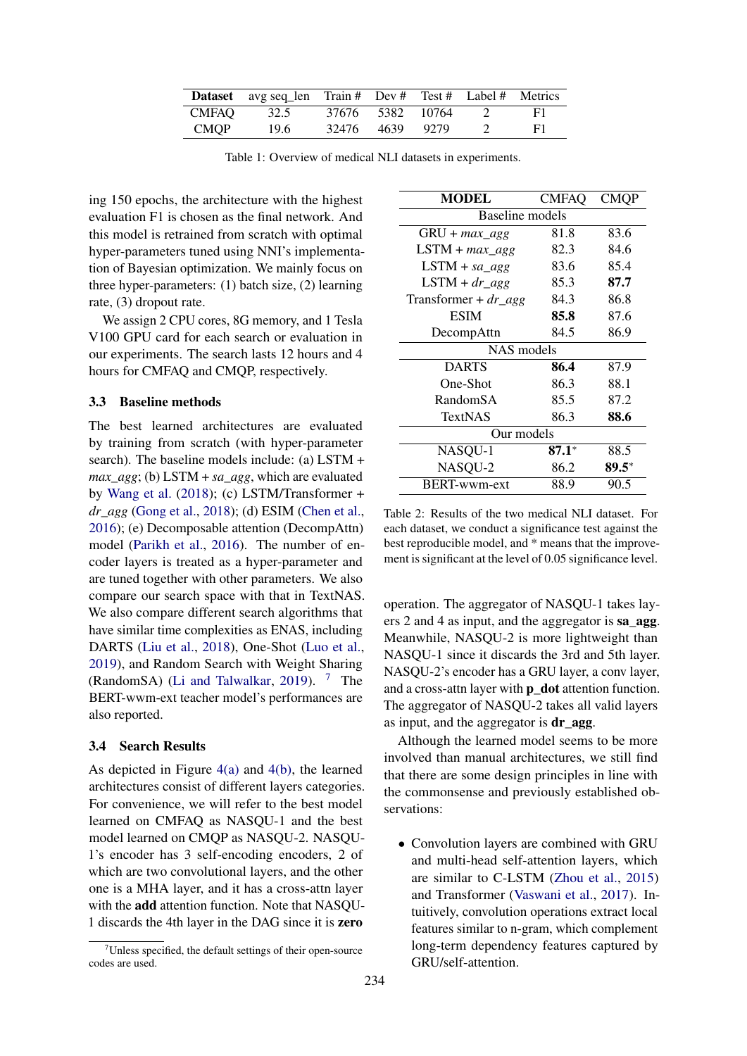| **Dataset** | avg seq_len | Train # | Dev # | Test # | Label # | Metrics |
|---|---|---|---|---|---|---|
| CMFAQ | 32.5 | 37676 | 5382 | 10764 | 2 | F1 |
| CMQP | 19.6 | 32476 | 4639 | 9279 | 2 | F1 |

Table 1: Overview of medical NLI datasets in experiments.

ing 150 epochs, the architecture with the highest evaluation F1 is chosen as the final network. And this model is retrained from scratch with optimal hyper-parameters tuned using NNI's implementation of Bayesian optimization. We mainly focus on three hyper-parameters: (1) batch size, (2) learning rate, (3) dropout rate.

We assign 2 CPU cores, 8G memory, and 1 Tesla V100 GPU card for each search or evaluation in our experiments. The search lasts 12 hours and 4 hours for CMFAQ and CMQP, respectively.

### 3.3 Baseline methods

The best learned architectures are evaluated by training from scratch (with hyper-parameter search). The baseline models include: (a) LSTM + *max_agg*; (b) LSTM + *sa_agg*, which are evaluated by Wang et al. (2018); (c) LSTM/Transformer + *dr_agg* (Gong et al., 2018); (d) ESIM (Chen et al., 2016); (e) Decomposable attention (DecompAttn) model (Parikh et al., 2016). The number of encoder layers is treated as a hyper-parameter and are tuned together with other parameters. We also compare our search space with that in TextNAS. We also compare different search algorithms that have similar time complexities as ENAS, including DARTS (Liu et al., 2018), One-Shot (Luo et al., 2019), and Random Search with Weight Sharing (RandomSA) (Li and Talwalkar, 2019). [7] The BERT-wwm-ext teacher model's performances are also reported.

### 3.4 Search Results

As depicted in Figure 4(a) and 4(b), the learned architectures consist of different layers categories. For convenience, we will refer to the best model learned on CMFAQ as NASQU-1 and the best model learned on CMQP as NASQU-2. NASQU-1's encoder has 3 self-encoding encoders, 2 of which are two convolutional layers, and the other one is a MHA layer, and it has a cross-attn layer with the **add** attention function. Note that NASQU-1 discards the 4th layer in the DAG since it is **zero** operation. The aggregator of NASQU-1 takes layers 2 and 4 as input, and the aggregator is **sa_agg**. Meanwhile, NASQU-2 is more lightweight than NASQU-1 since it discards the 3rd and 5th layer. NASQU-2's encoder has a GRU layer, a conv layer, and a cross-attn layer with **p_dot** attention function. The aggregator of NASQU-2 takes all valid layers as input, and the aggregator is **dr_agg**.

| **MODEL** | CMFAQ | CMQP |
|---|---|---|
| Baseline models | | |
| GRU + *max_agg* | 81.8 | 83.6 |
| LSTM + *max_agg* | 82.3 | 84.6 |
| LSTM + *sa_agg* | 83.6 | 85.4 |
| LSTM + *dr_agg* | 85.3 | **87.7** |
| Transformer + *dr_agg* | 84.3 | 86.8 |
| ESIM | **85.8** | 87.6 |
| DecompAttn | 84.5 | 86.9 |
| NAS models | | |
| DARTS | **86.4** | 87.9 |
| One-Shot | 86.3 | 88.1 |
| RandomSA | 85.5 | 87.2 |
| TextNAS | 86.3 | **88.6** |
| Our models | | |
| NASQU-1 | **87.1*** | 88.5 |
| NASQU-2 | 86.2 | **89.5*** |
| BERT-wwm-ext | 88.9 | 90.5 |

Table 2: Results of the two medical NLI dataset. For each dataset, we conduct a significance test against the best reproducible model, and * means that the improvement is significant at the level of 0.05 significance level.

Although the learned model seems to be more involved than manual architectures, we still find that there are some design principles in line with the commonsense and previously established observations:

- Convolution layers are combined with GRU and multi-head self-attention layers, which are similar to C-LSTM (Zhou et al., 2015) and Transformer (Vaswani et al., 2017). Intuitively, convolution operations extract local features similar to n-gram, which complement long-term dependency features captured by GRU/self-attention.

[7] Unless specified, the default settings of their open-source codes are used.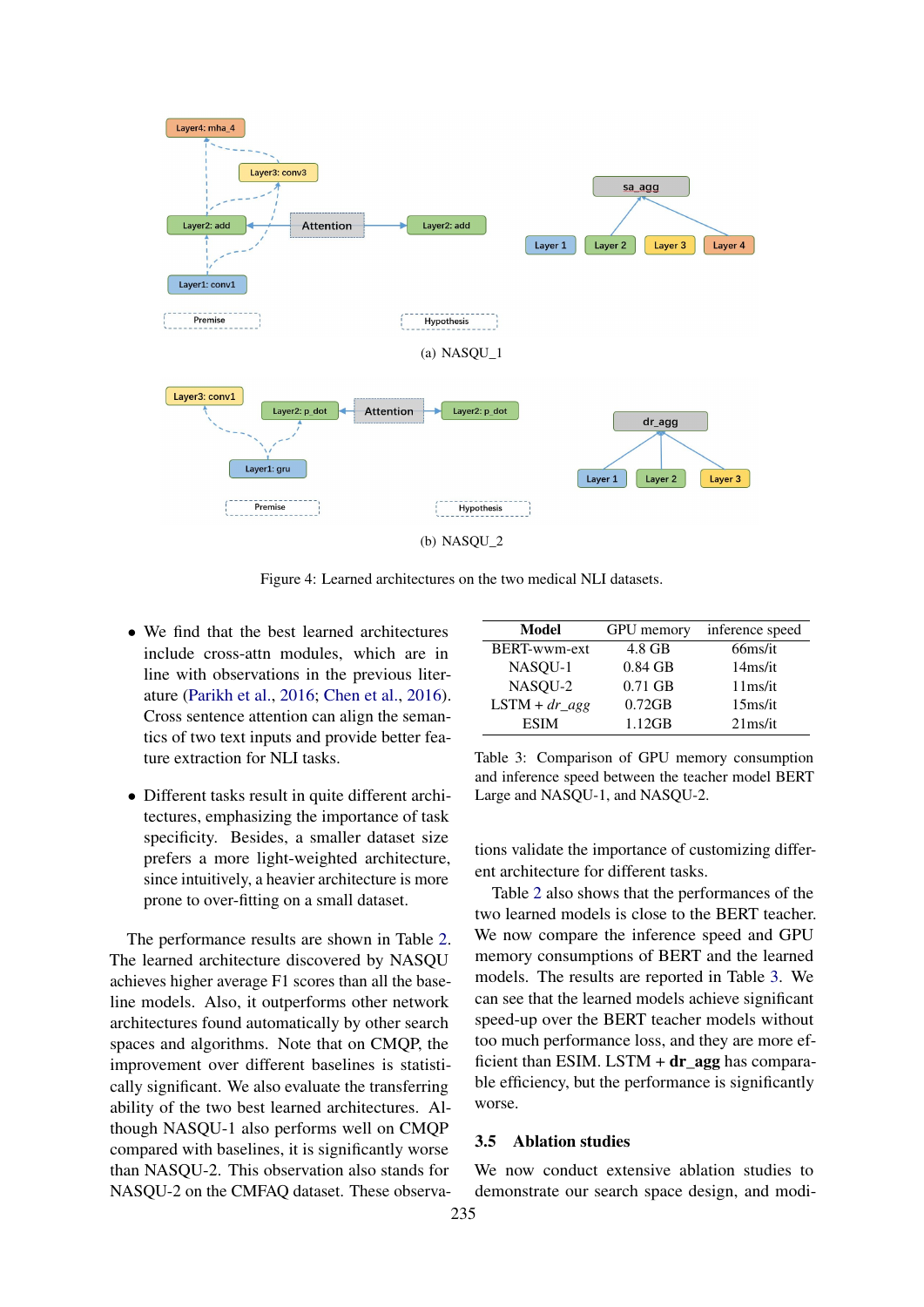(a) NASQU_1

(b) NASQU_2

Figure 4: Learned architectures on the two medical NLI datasets.

- We find that the best learned architectures include cross-attn modules, which are in line with observations in the previous literature (Parikh et al., 2016; Chen et al., 2016). Cross sentence attention can align the semantics of two text inputs and provide better feature extraction for NLI tasks.
- Different tasks result in quite different architectures, emphasizing the importance of task specificity. Besides, a smaller dataset size prefers a more light-weighted architecture, since intuitively, a heavier architecture is more prone to over-fitting on a small dataset.

The performance results are shown in Table 2. The learned architecture discovered by NASQU achieves higher average F1 scores than all the baseline models. Also, it outperforms other network architectures found automatically by other search spaces and algorithms. Note that on CMQP, the improvement over different baselines is statistically significant. We also evaluate the transferring ability of the two best learned architectures. Although NASQU-1 also performs well on CMQP compared with baselines, it is significantly worse than NASQU-2. This observation also stands for NASQU-2 on the CMFAQ dataset. These observations validate the importance of customizing different architecture for different tasks.

| Model | GPU memory | inference speed |
|---|---|---|
| BERT-wwm-ext | 4.8 GB | 66ms/it |
| NASQU-1 | 0.84 GB | 14ms/it |
| NASQU-2 | 0.71 GB | 11ms/it |
| LSTM + *dr_agg* | 0.72GB | 15ms/it |
| ESIM | 1.12GB | 21ms/it |

Table 3: Comparison of GPU memory consumption and inference speed between the teacher model BERT Large and NASQU-1, and NASQU-2.

Table 2 also shows that the performances of the two learned models is close to the BERT teacher. We now compare the inference speed and GPU memory consumptions of BERT and the learned models. The results are reported in Table 3. We can see that the learned models achieve significant speed-up over the BERT teacher models without too much performance loss, and they are more efficient than ESIM. LSTM + **dr_agg** has comparable efficiency, but the performance is significantly worse.

### 3.5 Ablation studies

We now conduct extensive ablation studies to demonstrate our search space design, and modi-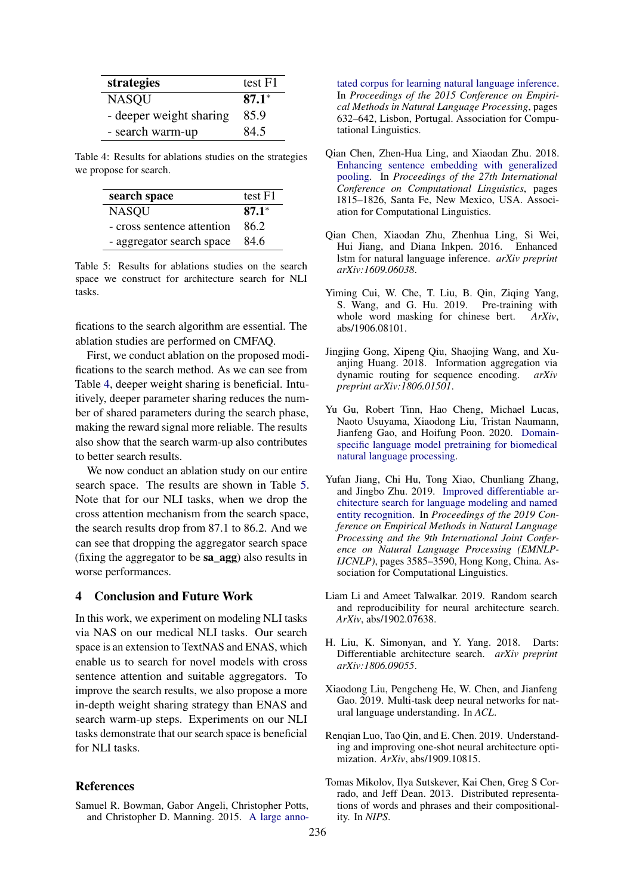| strategies | test F1 |
|---|---|
| NASQU | **87.1***|
| - deeper weight sharing | 85.9 |
| - search warm-up | 84.5 |

Table 4: Results for ablations studies on the strategies we propose for search.

| search space | test F1 |
|---|---|
| NASQU | **87.1*** |
| - cross sentence attention | 86.2 |
| - aggregator search space | 84.6 |

Table 5: Results for ablations studies on the search space we construct for architecture search for NLI tasks.

fications to the search algorithm are essential. The ablation studies are performed on CMFAQ.

First, we conduct ablation on the proposed modifications to the search method. As we can see from Table 4, deeper weight sharing is beneficial. Intuitively, deeper parameter sharing reduces the number of shared parameters during the search phase, making the reward signal more reliable. The results also show that the search warm-up also contributes to better search results.

We now conduct an ablation study on our entire search space. The results are shown in Table 5. Note that for our NLI tasks, when we drop the cross attention mechanism from the search space, the search results drop from 87.1 to 86.2. And we can see that dropping the aggregator search space (fixing the aggregator to be **sa_agg**) also results in worse performances.

## 4 Conclusion and Future Work

In this work, we experiment on modeling NLI tasks via NAS on our medical NLI tasks. Our search space is an extension to TextNAS and ENAS, which enable us to search for novel models with cross sentence attention and suitable aggregators. To improve the search results, we also propose a more in-depth weight sharing strategy than ENAS and search warm-up steps. Experiments on our NLI tasks demonstrate that our search space is beneficial for NLI tasks.

## References

Samuel R. Bowman, Gabor Angeli, Christopher Potts, and Christopher D. Manning. 2015. A large annotated corpus for learning natural language inference. In *Proceedings of the 2015 Conference on Empirical Methods in Natural Language Processing*, pages 632–642, Lisbon, Portugal. Association for Computational Linguistics.

Qian Chen, Zhen-Hua Ling, and Xiaodan Zhu. 2018. Enhancing sentence embedding with generalized pooling. In *Proceedings of the 27th International Conference on Computational Linguistics*, pages 1815–1826, Santa Fe, New Mexico, USA. Association for Computational Linguistics.

Qian Chen, Xiaodan Zhu, Zhenhua Ling, Si Wei, Hui Jiang, and Diana Inkpen. 2016. Enhanced lstm for natural language inference. *arXiv preprint arXiv:1609.06038*.

Yiming Cui, W. Che, T. Liu, B. Qin, Ziqing Yang, S. Wang, and G. Hu. 2019. Pre-training with whole word masking for chinese bert. *ArXiv*, abs/1906.08101.

Jingjing Gong, Xipeng Qiu, Shaojing Wang, and Xuanjing Huang. 2018. Information aggregation via dynamic routing for sequence encoding. *arXiv preprint arXiv:1806.01501*.

Yu Gu, Robert Tinn, Hao Cheng, Michael Lucas, Naoto Usuyama, Xiaodong Liu, Tristan Naumann, Jianfeng Gao, and Hoifung Poon. 2020. Domain-specific language model pretraining for biomedical natural language processing.

Yufan Jiang, Chi Hu, Tong Xiao, Chunliang Zhang, and Jingbo Zhu. 2019. Improved differentiable architecture search for language modeling and named entity recognition. In *Proceedings of the 2019 Conference on Empirical Methods in Natural Language Processing and the 9th International Joint Conference on Natural Language Processing (EMNLP-IJCNLP)*, pages 3585–3590, Hong Kong, China. Association for Computational Linguistics.

Liam Li and Ameet Talwalkar. 2019. Random search and reproducibility for neural architecture search. *ArXiv*, abs/1902.07638.

H. Liu, K. Simonyan, and Y. Yang. 2018. Darts: Differentiable architecture search. *arXiv preprint arXiv:1806.09055*.

Xiaodong Liu, Pengcheng He, W. Chen, and Jianfeng Gao. 2019. Multi-task deep neural networks for natural language understanding. In *ACL*.

Renqian Luo, Tao Qin, and E. Chen. 2019. Understanding and improving one-shot neural architecture optimization. *ArXiv*, abs/1909.10815.

Tomas Mikolov, Ilya Sutskever, Kai Chen, Greg S Corrado, and Jeff Dean. 2013. Distributed representations of words and phrases and their compositionality. In *NIPS*.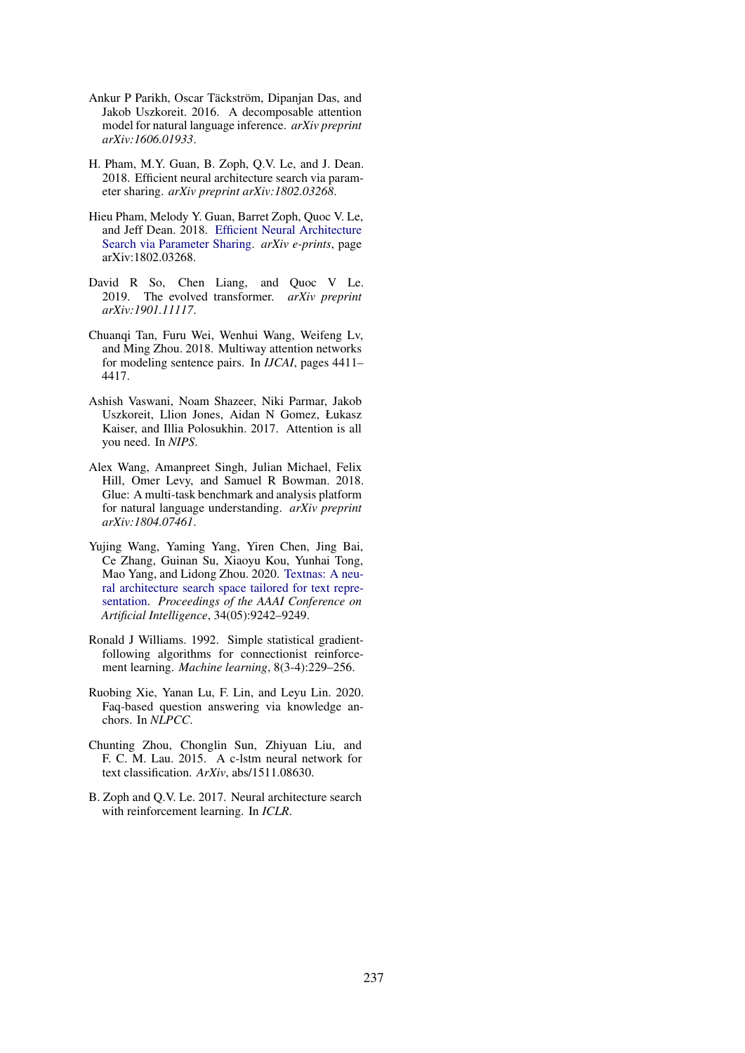Ankur P Parikh, Oscar Täckström, Dipanjan Das, and Jakob Uszkoreit. 2016. A decomposable attention model for natural language inference. *arXiv preprint arXiv:1606.01933*.

H. Pham, M.Y. Guan, B. Zoph, Q.V. Le, and J. Dean. 2018. Efficient neural architecture search via parameter sharing. *arXiv preprint arXiv:1802.03268*.

Hieu Pham, Melody Y. Guan, Barret Zoph, Quoc V. Le, and Jeff Dean. 2018. Efficient Neural Architecture Search via Parameter Sharing. *arXiv e-prints*, page arXiv:1802.03268.

David R So, Chen Liang, and Quoc V Le. 2019. The evolved transformer. *arXiv preprint arXiv:1901.11117*.

Chuanqi Tan, Furu Wei, Wenhui Wang, Weifeng Lv, and Ming Zhou. 2018. Multiway attention networks for modeling sentence pairs. In *IJCAI*, pages 4411–4417.

Ashish Vaswani, Noam Shazeer, Niki Parmar, Jakob Uszkoreit, Llion Jones, Aidan N Gomez, Łukasz Kaiser, and Illia Polosukhin. 2017. Attention is all you need. In *NIPS*.

Alex Wang, Amanpreet Singh, Julian Michael, Felix Hill, Omer Levy, and Samuel R Bowman. 2018. Glue: A multi-task benchmark and analysis platform for natural language understanding. *arXiv preprint arXiv:1804.07461*.

Yujing Wang, Yaming Yang, Yiren Chen, Jing Bai, Ce Zhang, Guinan Su, Xiaoyu Kou, Yunhai Tong, Mao Yang, and Lidong Zhou. 2020. Textnas: A neural architecture search space tailored for text representation. *Proceedings of the AAAI Conference on Artificial Intelligence*, 34(05):9242–9249.

Ronald J Williams. 1992. Simple statistical gradient-following algorithms for connectionist reinforcement learning. *Machine learning*, 8(3-4):229–256.

Ruobing Xie, Yanan Lu, F. Lin, and Leyu Lin. 2020. Faq-based question answering via knowledge anchors. In *NLPCC*.

Chunting Zhou, Chonglin Sun, Zhiyuan Liu, and F. C. M. Lau. 2015. A c-lstm neural network for text classification. *ArXiv*, abs/1511.08630.

B. Zoph and Q.V. Le. 2017. Neural architecture search with reinforcement learning. In *ICLR*.